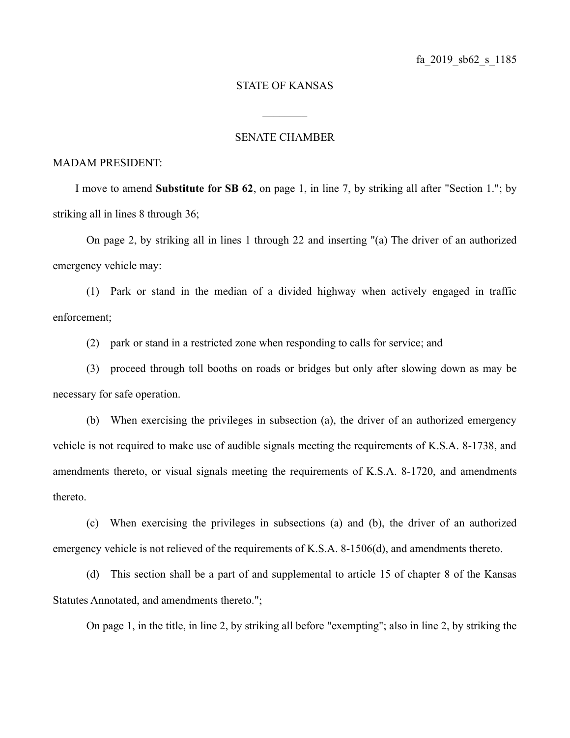fa_2019_sb62_s_1185

STATE OF KANSAS

________

SENATE CHAMBER

MADAM PRESIDENT:

I move to amend **Substitute for SB 62**, on page 1, in line 7, by striking all after "Section 1."; by striking all in lines 8 through 36;

On page 2, by striking all in lines 1 through 22 and inserting "(a) The driver of an authorized emergency vehicle may:

(1) Park or stand in the median of a divided highway when actively engaged in traffic enforcement;

(2) park or stand in a restricted zone when responding to calls for service; and

(3) proceed through toll booths on roads or bridges but only after slowing down as may be necessary for safe operation.

(b) When exercising the privileges in subsection (a), the driver of an authorized emergency vehicle is not required to make use of audible signals meeting the requirements of K.S.A. 8-1738, and amendments thereto, or visual signals meeting the requirements of K.S.A. 8-1720, and amendments thereto.

(c) When exercising the privileges in subsections (a) and (b), the driver of an authorized emergency vehicle is not relieved of the requirements of K.S.A. 8-1506(d), and amendments thereto.

(d) This section shall be a part of and supplemental to article 15 of chapter 8 of the Kansas Statutes Annotated, and amendments thereto.";

On page 1, in the title, in line 2, by striking all before "exempting"; also in line 2, by striking the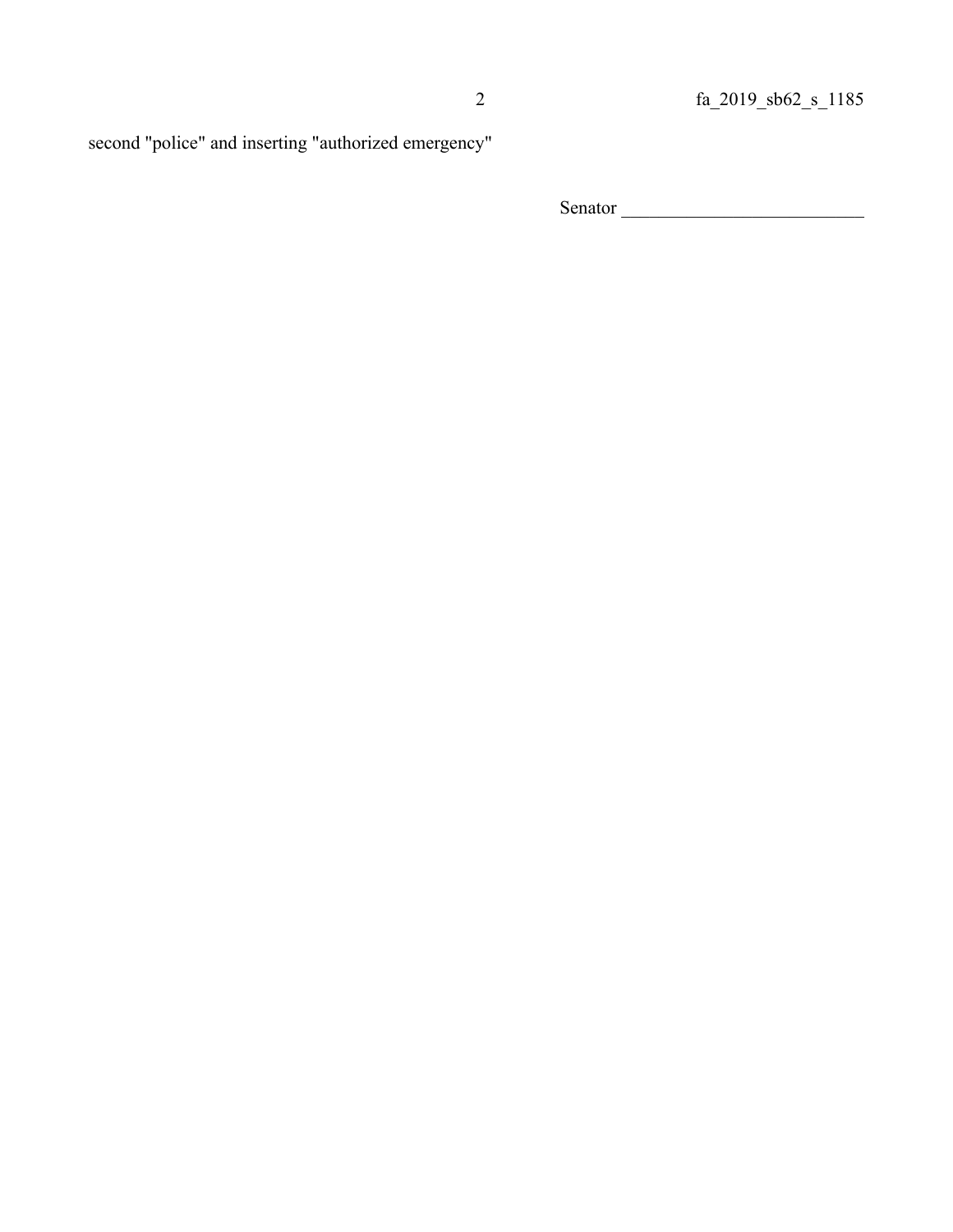second "police" and inserting "authorized emergency"

Senator _________________________